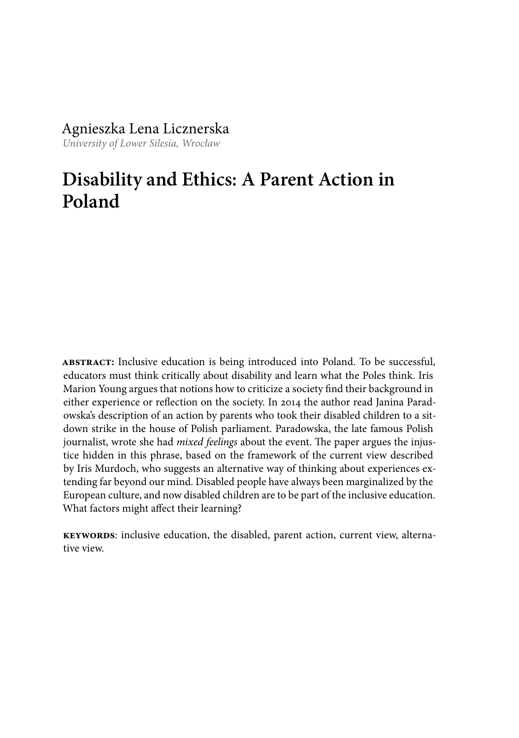Agnieszka Lena Licznerska
*University of Lower Silesia, Wrocław*

# Disability and Ethics: A Parent Action in Poland

**ABSTRACT:** Inclusive education is being introduced into Poland. To be successful, educators must think critically about disability and learn what the Poles think. Iris Marion Young argues that notions how to criticize a society find their background in either experience or reflection on the society. In 2014 the author read Janina Paradowska's description of an action by parents who took their disabled children to a sit-down strike in the house of Polish parliament. Paradowska, the late famous Polish journalist, wrote she had *mixed feelings* about the event. The paper argues the injustice hidden in this phrase, based on the framework of the current view described by Iris Murdoch, who suggests an alternative way of thinking about experiences extending far beyond our mind. Disabled people have always been marginalized by the European culture, and now disabled children are to be part of the inclusive education. What factors might affect their learning?

**KEYWORDS**: inclusive education, the disabled, parent action, current view, alternative view.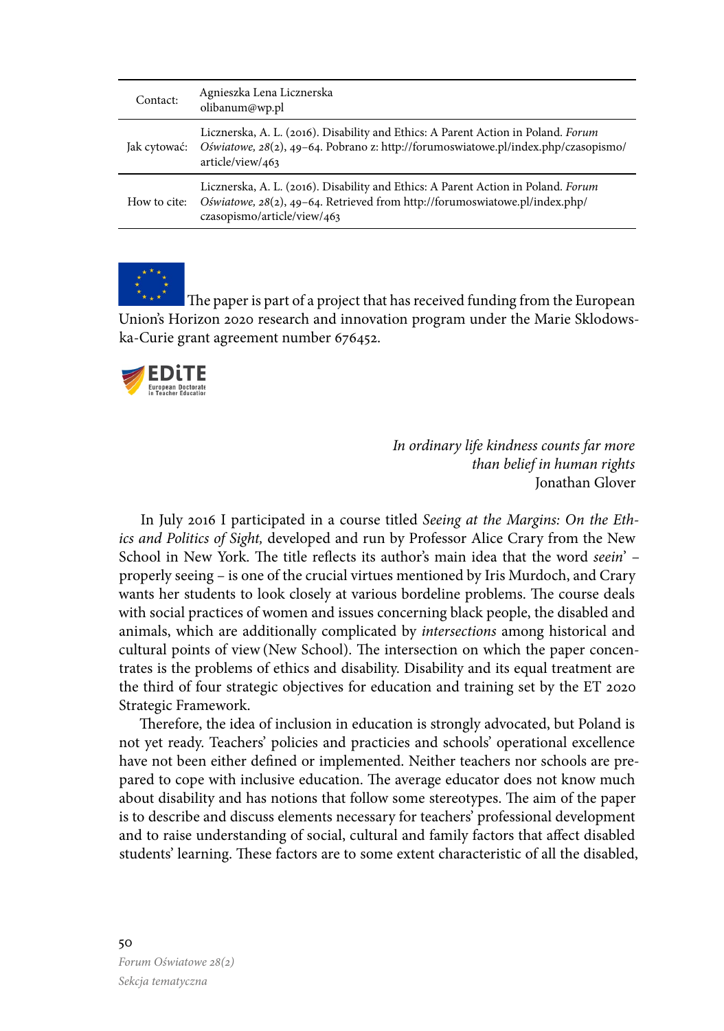| | |
|---|---|
| Contact: | Agnieszka Lena Licznerska<br>olibanum@wp.pl |
| Jak cytować: | Licznerska, A. L. (2016). Disability and Ethics: A Parent Action in Poland. *Forum Oświatowe, 28*(2), 49–64. Pobrano z: http://forumoswiatowe.pl/index.php/czasopismo/article/view/463 |
| How to cite: | Licznerska, A. L. (2016). Disability and Ethics: A Parent Action in Poland. *Forum Oświatowe, 28*(2), 49–64. Retrieved from http://forumoswiatowe.pl/index.php/czasopismo/article/view/463 |

The paper is part of a project that has received funding from the European Union's Horizon 2020 research and innovation program under the Marie Sklodowska-Curie grant agreement number 676452.

EDiTE
European Doctorate in Teacher Education

*In ordinary life kindness counts far more than belief in human rights*
Jonathan Glover

In July 2016 I participated in a course titled *Seeing at the Margins: On the Ethics and Politics of Sight,* developed and run by Professor Alice Crary from the New School in New York. The title reflects its author's main idea that the word *seein*' – properly seeing – is one of the crucial virtues mentioned by Iris Murdoch, and Crary wants her students to look closely at various bordeline problems. The course deals with social practices of women and issues concerning black people, the disabled and animals, which are additionally complicated by *intersections* among historical and cultural points of view (New School). The intersection on which the paper concentrates is the problems of ethics and disability. Disability and its equal treatment are the third of four strategic objectives for education and training set by the ET 2020 Strategic Framework.

Therefore, the idea of inclusion in education is strongly advocated, but Poland is not yet ready. Teachers' policies and practicies and schools' operational excellence have not been either defined or implemented. Neither teachers nor schools are prepared to cope with inclusive education. The average educator does not know much about disability and has notions that follow some stereotypes. The aim of the paper is to describe and discuss elements necessary for teachers' professional development and to raise understanding of social, cultural and family factors that affect disabled students' learning. These factors are to some extent characteristic of all the disabled,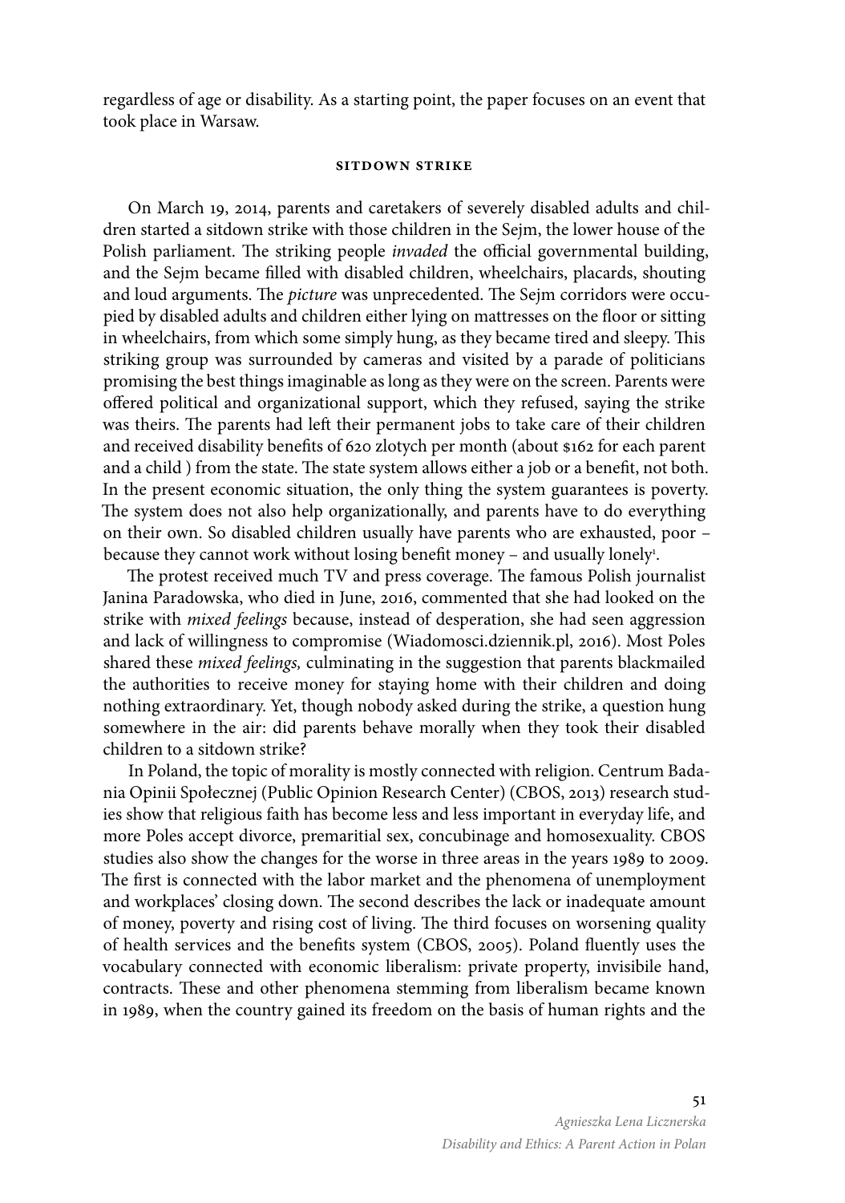regardless of age or disability. As a starting point, the paper focuses on an event that took place in Warsaw.

## SITDOWN STRIKE

On March 19, 2014, parents and caretakers of severely disabled adults and children started a sitdown strike with those children in the Sejm, the lower house of the Polish parliament. The striking people *invaded* the official governmental building, and the Sejm became filled with disabled children, wheelchairs, placards, shouting and loud arguments. The *picture* was unprecedented. The Sejm corridors were occupied by disabled adults and children either lying on mattresses on the floor or sitting in wheelchairs, from which some simply hung, as they became tired and sleepy. This striking group was surrounded by cameras and visited by a parade of politicians promising the best things imaginable as long as they were on the screen. Parents were offered political and organizational support, which they refused, saying the strike was theirs. The parents had left their permanent jobs to take care of their children and received disability benefits of 620 zlotych per month (about $162 for each parent and a child ) from the state. The state system allows either a job or a benefit, not both. In the present economic situation, the only thing the system guarantees is poverty. The system does not also help organizationally, and parents have to do everything on their own. So disabled children usually have parents who are exhausted, poor – because they cannot work without losing benefit money – and usually lonely[1].

The protest received much TV and press coverage. The famous Polish journalist Janina Paradowska, who died in June, 2016, commented that she had looked on the strike with *mixed feelings* because, instead of desperation, she had seen aggression and lack of willingness to compromise (Wiadomosci.dziennik.pl, 2016). Most Poles shared these *mixed feelings,* culminating in the suggestion that parents blackmailed the authorities to receive money for staying home with their children and doing nothing extraordinary. Yet, though nobody asked during the strike, a question hung somewhere in the air: did parents behave morally when they took their disabled children to a sitdown strike?

In Poland, the topic of morality is mostly connected with religion. Centrum Badania Opinii Społecznej (Public Opinion Research Center) (CBOS, 2013) research studies show that religious faith has become less and less important in everyday life, and more Poles accept divorce, premaritial sex, concubinage and homosexuality. CBOS studies also show the changes for the worse in three areas in the years 1989 to 2009. The first is connected with the labor market and the phenomena of unemployment and workplaces' closing down. The second describes the lack or inadequate amount of money, poverty and rising cost of living. The third focuses on worsening quality of health services and the benefits system (CBOS, 2005). Poland fluently uses the vocabulary connected with economic liberalism: private property, invisibile hand, contracts. These and other phenomena stemming from liberalism became known in 1989, when the country gained its freedom on the basis of human rights and the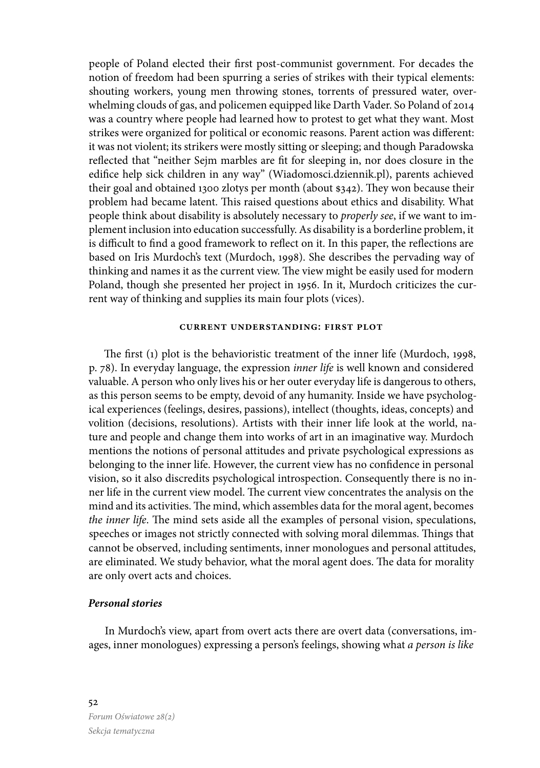people of Poland elected their first post-communist government. For decades the notion of freedom had been spurring a series of strikes with their typical elements: shouting workers, young men throwing stones, torrents of pressured water, overwhelming clouds of gas, and policemen equipped like Darth Vader. So Poland of 2014 was a country where people had learned how to protest to get what they want. Most strikes were organized for political or economic reasons. Parent action was different: it was not violent; its strikers were mostly sitting or sleeping; and though Paradowska reflected that "neither Sejm marbles are fit for sleeping in, nor does closure in the edifice help sick children in any way" (Wiadomosci.dziennik.pl), parents achieved their goal and obtained 1300 zlotys per month (about $342). They won because their problem had became latent. This raised questions about ethics and disability. What people think about disability is absolutely necessary to *properly see*, if we want to implement inclusion into education successfully. As disability is a borderline problem, it is difficult to find a good framework to reflect on it. In this paper, the reflections are based on Iris Murdoch's text (Murdoch, 1998). She describes the pervading way of thinking and names it as the current view. The view might be easily used for modern Poland, though she presented her project in 1956. In it, Murdoch criticizes the current way of thinking and supplies its main four plots (vices).

## Current understanding: first plot

The first (1) plot is the behavioristic treatment of the inner life (Murdoch, 1998, p. 78). In everyday language, the expression *inner life* is well known and considered valuable. A person who only lives his or her outer everyday life is dangerous to others, as this person seems to be empty, devoid of any humanity. Inside we have psychological experiences (feelings, desires, passions), intellect (thoughts, ideas, concepts) and volition (decisions, resolutions). Artists with their inner life look at the world, nature and people and change them into works of art in an imaginative way. Murdoch mentions the notions of personal attitudes and private psychological expressions as belonging to the inner life. However, the current view has no confidence in personal vision, so it also discredits psychological introspection. Consequently there is no inner life in the current view model. The current view concentrates the analysis on the mind and its activities. The mind, which assembles data for the moral agent, becomes *the inner life*. The mind sets aside all the examples of personal vision, speculations, speeches or images not strictly connected with solving moral dilemmas. Things that cannot be observed, including sentiments, inner monologues and personal attitudes, are eliminated. We study behavior, what the moral agent does. The data for morality are only overt acts and choices.

### *Personal stories*

In Murdoch's view, apart from overt acts there are overt data (conversations, images, inner monologues) expressing a person's feelings, showing what *a person is like*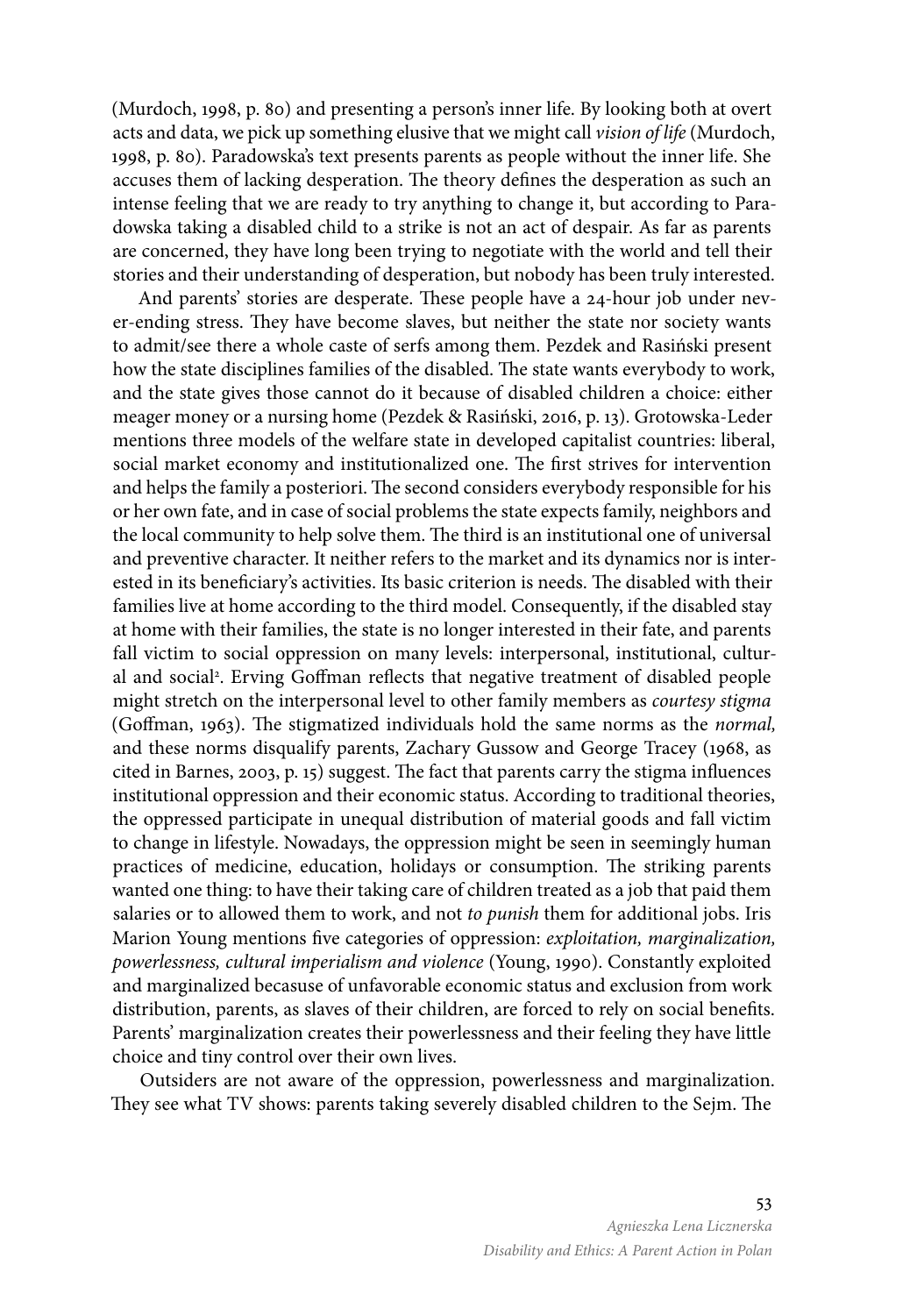(Murdoch, 1998, p. 80) and presenting a person's inner life. By looking both at overt acts and data, we pick up something elusive that we might call *vision of life* (Murdoch, 1998, p. 80). Paradowska's text presents parents as people without the inner life. She accuses them of lacking desperation. The theory defines the desperation as such an intense feeling that we are ready to try anything to change it, but according to Paradowska taking a disabled child to a strike is not an act of despair. As far as parents are concerned, they have long been trying to negotiate with the world and tell their stories and their understanding of desperation, but nobody has been truly interested.

And parents' stories are desperate. These people have a 24-hour job under never-ending stress. They have become slaves, but neither the state nor society wants to admit/see there a whole caste of serfs among them. Pezdek and Rasiński present how the state disciplines families of the disabled. The state wants everybody to work, and the state gives those cannot do it because of disabled children a choice: either meager money or a nursing home (Pezdek & Rasiński, 2016, p. 13). Grotowska-Leder mentions three models of the welfare state in developed capitalist countries: liberal, social market economy and institutionalized one. The first strives for intervention and helps the family a posteriori. The second considers everybody responsible for his or her own fate, and in case of social problems the state expects family, neighbors and the local community to help solve them. The third is an institutional one of universal and preventive character. It neither refers to the market and its dynamics nor is interested in its beneficiary's activities. Its basic criterion is needs. The disabled with their families live at home according to the third model. Consequently, if the disabled stay at home with their families, the state is no longer interested in their fate, and parents fall victim to social oppression on many levels: interpersonal, institutional, cultural and social[2]. Erving Goffman reflects that negative treatment of disabled people might stretch on the interpersonal level to other family members as *courtesy stigma* (Goffman, 1963). The stigmatized individuals hold the same norms as the *normal,* and these norms disqualify parents, Zachary Gussow and George Tracey (1968, as cited in Barnes, 2003, p. 15) suggest. The fact that parents carry the stigma influences institutional oppression and their economic status. According to traditional theories, the oppressed participate in unequal distribution of material goods and fall victim to change in lifestyle. Nowadays, the oppression might be seen in seemingly human practices of medicine, education, holidays or consumption. The striking parents wanted one thing: to have their taking care of children treated as a job that paid them salaries or to allowed them to work, and not *to punish* them for additional jobs. Iris Marion Young mentions five categories of oppression: *exploitation, marginalization, powerlessness, cultural imperialism and violence* (Young, 1990). Constantly exploited and marginalized becasuse of unfavorable economic status and exclusion from work distribution, parents, as slaves of their children, are forced to rely on social benefits. Parents' marginalization creates their powerlessness and their feeling they have little choice and tiny control over their own lives.

Outsiders are not aware of the oppression, powerlessness and marginalization. They see what TV shows: parents taking severely disabled children to the Sejm. The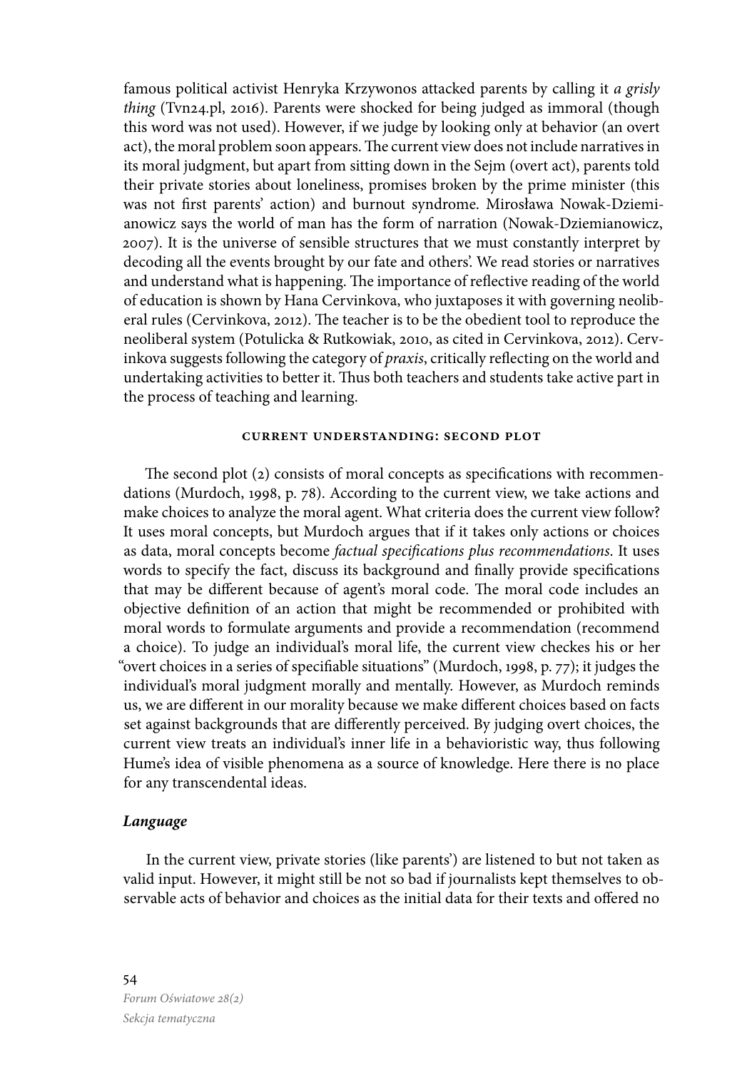famous political activist Henryka Krzywonos attacked parents by calling it *a grisly thing* (Tvn24.pl, 2016). Parents were shocked for being judged as immoral (though this word was not used). However, if we judge by looking only at behavior (an overt act), the moral problem soon appears. The current view does not include narratives in its moral judgment, but apart from sitting down in the Sejm (overt act), parents told their private stories about loneliness, promises broken by the prime minister (this was not first parents' action) and burnout syndrome. Mirosława Nowak-Dziemianowicz says the world of man has the form of narration (Nowak-Dziemianowicz, 2007). It is the universe of sensible structures that we must constantly interpret by decoding all the events brought by our fate and others'. We read stories or narratives and understand what is happening. The importance of reflective reading of the world of education is shown by Hana Cervinkova, who juxtaposes it with governing neoliberal rules (Cervinkova, 2012). The teacher is to be the obedient tool to reproduce the neoliberal system (Potulicka & Rutkowiak, 2010, as cited in Cervinkova, 2012). Cervinkova suggests following the category of *praxis*, critically reflecting on the world and undertaking activities to better it. Thus both teachers and students take active part in the process of teaching and learning.

## Current understanding: second plot

The second plot (2) consists of moral concepts as specifications with recommendations (Murdoch, 1998, p. 78). According to the current view, we take actions and make choices to analyze the moral agent. What criteria does the current view follow? It uses moral concepts, but Murdoch argues that if it takes only actions or choices as data, moral concepts become *factual specifications plus recommendations*. It uses words to specify the fact, discuss its background and finally provide specifications that may be different because of agent's moral code. The moral code includes an objective definition of an action that might be recommended or prohibited with moral words to formulate arguments and provide a recommendation (recommend a choice). To judge an individual's moral life, the current view checkes his or her "overt choices in a series of specifiable situations" (Murdoch, 1998, p. 77); it judges the individual's moral judgment morally and mentally. However, as Murdoch reminds us, we are different in our morality because we make different choices based on facts set against backgrounds that are differently perceived. By judging overt choices, the current view treats an individual's inner life in a behavioristic way, thus following Hume's idea of visible phenomena as a source of knowledge. Here there is no place for any transcendental ideas.

### *Language*

In the current view, private stories (like parents') are listened to but not taken as valid input. However, it might still be not so bad if journalists kept themselves to observable acts of behavior and choices as the initial data for their texts and offered no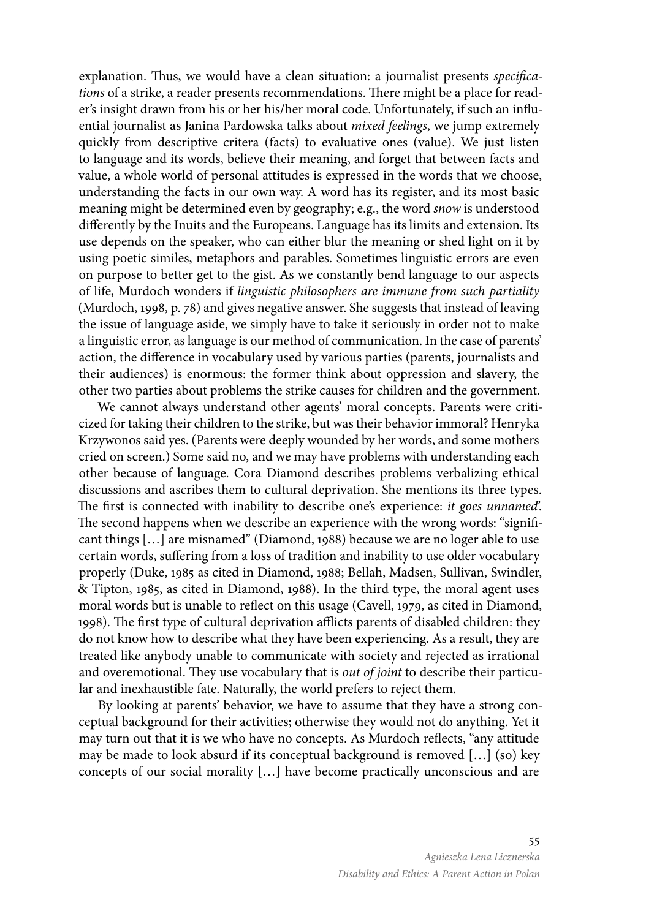explanation. Thus, we would have a clean situation: a journalist presents *specifications* of a strike, a reader presents recommendations. There might be a place for reader's insight drawn from his or her his/her moral code. Unfortunately, if such an influential journalist as Janina Pardowska talks about *mixed feelings*, we jump extremely quickly from descriptive critera (facts) to evaluative ones (value). We just listen to language and its words, believe their meaning, and forget that between facts and value, a whole world of personal attitudes is expressed in the words that we choose, understanding the facts in our own way. A word has its register, and its most basic meaning might be determined even by geography; e.g., the word *snow* is understood differently by the Inuits and the Europeans. Language has its limits and extension. Its use depends on the speaker, who can either blur the meaning or shed light on it by using poetic similes, metaphors and parables. Sometimes linguistic errors are even on purpose to better get to the gist. As we constantly bend language to our aspects of life, Murdoch wonders if *linguistic philosophers are immune from such partiality* (Murdoch, 1998, p. 78) and gives negative answer. She suggests that instead of leaving the issue of language aside, we simply have to take it seriously in order not to make a linguistic error, as language is our method of communication. In the case of parents' action, the difference in vocabulary used by various parties (parents, journalists and their audiences) is enormous: the former think about oppression and slavery, the other two parties about problems the strike causes for children and the government.

We cannot always understand other agents' moral concepts. Parents were criticized for taking their children to the strike, but was their behavior immoral? Henryka Krzywonos said yes. (Parents were deeply wounded by her words, and some mothers cried on screen.) Some said no, and we may have problems with understanding each other because of language. Cora Diamond describes problems verbalizing ethical discussions and ascribes them to cultural deprivation. She mentions its three types. The first is connected with inability to describe one's experience: *it goes unnamed*'. The second happens when we describe an experience with the wrong words: "significant things […] are misnamed" (Diamond, 1988) because we are no loger able to use certain words, suffering from a loss of tradition and inability to use older vocabulary properly (Duke, 1985 as cited in Diamond, 1988; Bellah, Madsen, Sullivan, Swindler, & Tipton, 1985, as cited in Diamond, 1988). In the third type, the moral agent uses moral words but is unable to reflect on this usage (Cavell, 1979, as cited in Diamond, 1998). The first type of cultural deprivation afflicts parents of disabled children: they do not know how to describe what they have been experiencing. As a result, they are treated like anybody unable to communicate with society and rejected as irrational and overemotional. They use vocabulary that is *out of joint* to describe their particular and inexhaustible fate. Naturally, the world prefers to reject them.

By looking at parents' behavior, we have to assume that they have a strong conceptual background for their activities; otherwise they would not do anything. Yet it may turn out that it is we who have no concepts. As Murdoch reflects, "any attitude may be made to look absurd if its conceptual background is removed […] (so) key concepts of our social morality […] have become practically unconscious and are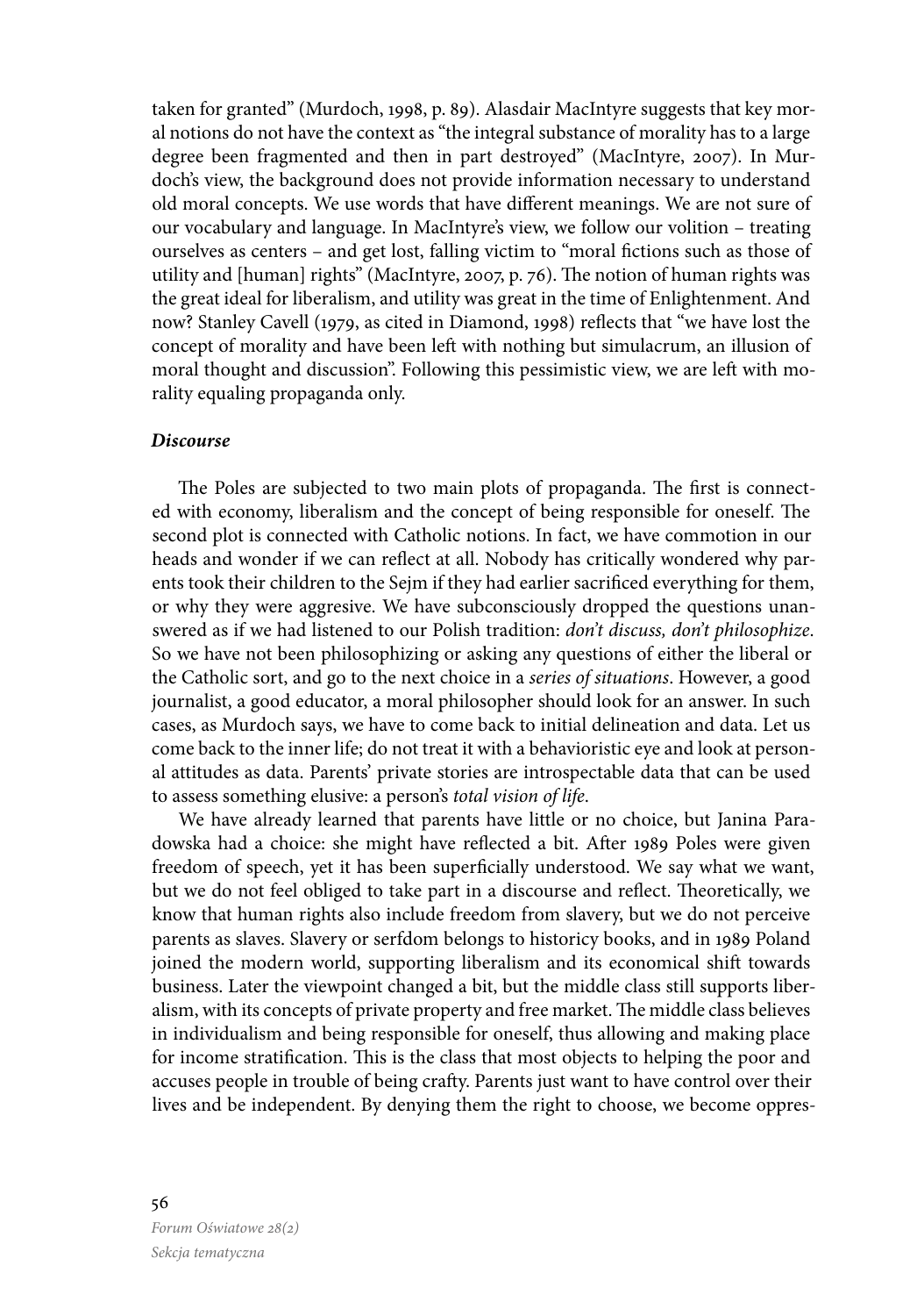taken for granted" (Murdoch, 1998, p. 89). Alasdair MacIntyre suggests that key moral notions do not have the context as "the integral substance of morality has to a large degree been fragmented and then in part destroyed" (MacIntyre, 2007). In Murdoch's view, the background does not provide information necessary to understand old moral concepts. We use words that have different meanings. We are not sure of our vocabulary and language. In MacIntyre's view, we follow our volition – treating ourselves as centers – and get lost, falling victim to "moral fictions such as those of utility and [human] rights" (MacIntyre, 2007, p. 76). The notion of human rights was the great ideal for liberalism, and utility was great in the time of Enlightenment. And now? Stanley Cavell (1979, as cited in Diamond, 1998) reflects that "we have lost the concept of morality and have been left with nothing but simulacrum, an illusion of moral thought and discussion". Following this pessimistic view, we are left with morality equaling propaganda only.

### *Discourse*

The Poles are subjected to two main plots of propaganda. The first is connected with economy, liberalism and the concept of being responsible for oneself. The second plot is connected with Catholic notions. In fact, we have commotion in our heads and wonder if we can reflect at all. Nobody has critically wondered why parents took their children to the Sejm if they had earlier sacrificed everything for them, or why they were aggresive. We have subconsciously dropped the questions unanswered as if we had listened to our Polish tradition: *don't discuss, don't philosophize*. So we have not been philosophizing or asking any questions of either the liberal or the Catholic sort, and go to the next choice in a *series of situations*. However, a good journalist, a good educator, a moral philosopher should look for an answer. In such cases, as Murdoch says, we have to come back to initial delineation and data. Let us come back to the inner life; do not treat it with a behavioristic eye and look at personal attitudes as data. Parents' private stories are introspectable data that can be used to assess something elusive: a person's *total vision of life*.

We have already learned that parents have little or no choice, but Janina Paradowska had a choice: she might have reflected a bit. After 1989 Poles were given freedom of speech, yet it has been superficially understood. We say what we want, but we do not feel obliged to take part in a discourse and reflect. Theoretically, we know that human rights also include freedom from slavery, but we do not perceive parents as slaves. Slavery or serfdom belongs to historicy books, and in 1989 Poland joined the modern world, supporting liberalism and its economical shift towards business. Later the viewpoint changed a bit, but the middle class still supports liberalism, with its concepts of private property and free market. The middle class believes in individualism and being responsible for oneself, thus allowing and making place for income stratification. This is the class that most objects to helping the poor and accuses people in trouble of being crafty. Parents just want to have control over their lives and be independent. By denying them the right to choose, we become oppres-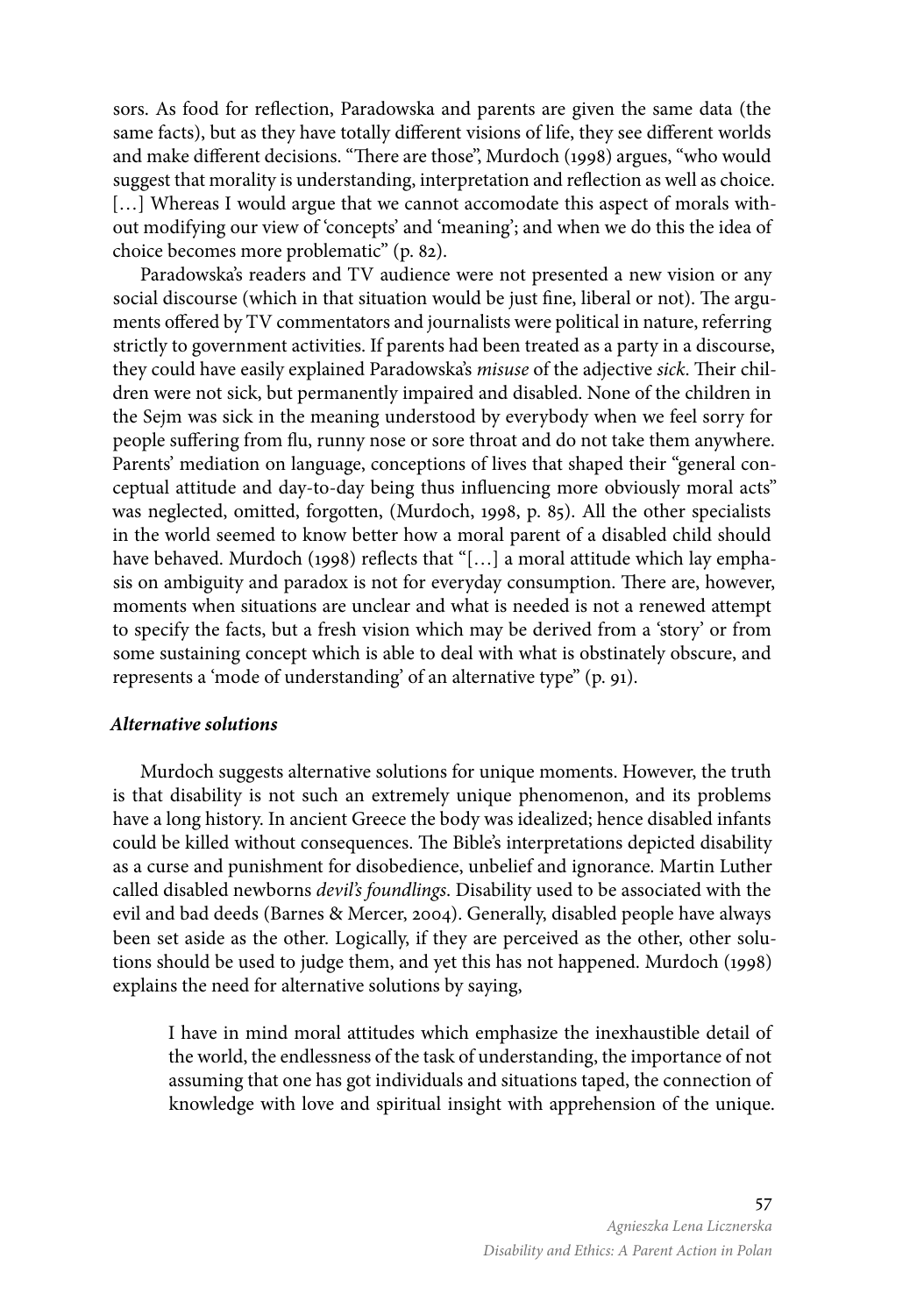sors. As food for reflection, Paradowska and parents are given the same data (the same facts), but as they have totally different visions of life, they see different worlds and make different decisions. "There are those", Murdoch (1998) argues, "who would suggest that morality is understanding, interpretation and reflection as well as choice. […] Whereas I would argue that we cannot accomodate this aspect of morals without modifying our view of 'concepts' and 'meaning'; and when we do this the idea of choice becomes more problematic" (p. 82).

Paradowska's readers and TV audience were not presented a new vision or any social discourse (which in that situation would be just fine, liberal or not). The arguments offered by TV commentators and journalists were political in nature, referring strictly to government activities. If parents had been treated as a party in a discourse, they could have easily explained Paradowska's *misuse* of the adjective *sick*. Their children were not sick, but permanently impaired and disabled. None of the children in the Sejm was sick in the meaning understood by everybody when we feel sorry for people suffering from flu, runny nose or sore throat and do not take them anywhere. Parents' mediation on language, conceptions of lives that shaped their "general conceptual attitude and day-to-day being thus influencing more obviously moral acts" was neglected, omitted, forgotten, (Murdoch, 1998, p. 85). All the other specialists in the world seemed to know better how a moral parent of a disabled child should have behaved. Murdoch (1998) reflects that "[…] a moral attitude which lay emphasis on ambiguity and paradox is not for everyday consumption. There are, however, moments when situations are unclear and what is needed is not a renewed attempt to specify the facts, but a fresh vision which may be derived from a 'story' or from some sustaining concept which is able to deal with what is obstinately obscure, and represents a 'mode of understanding' of an alternative type" (p. 91).

### *Alternative solutions*

Murdoch suggests alternative solutions for unique moments. However, the truth is that disability is not such an extremely unique phenomenon, and its problems have a long history. In ancient Greece the body was idealized; hence disabled infants could be killed without consequences. The Bible's interpretations depicted disability as a curse and punishment for disobedience, unbelief and ignorance. Martin Luther called disabled newborns *devil's foundlings*. Disability used to be associated with the evil and bad deeds (Barnes & Mercer, 2004). Generally, disabled people have always been set aside as the other. Logically, if they are perceived as the other, other solutions should be used to judge them, and yet this has not happened. Murdoch (1998) explains the need for alternative solutions by saying,

> I have in mind moral attitudes which emphasize the inexhaustible detail of the world, the endlessness of the task of understanding, the importance of not assuming that one has got individuals and situations taped, the connection of knowledge with love and spiritual insight with apprehension of the unique.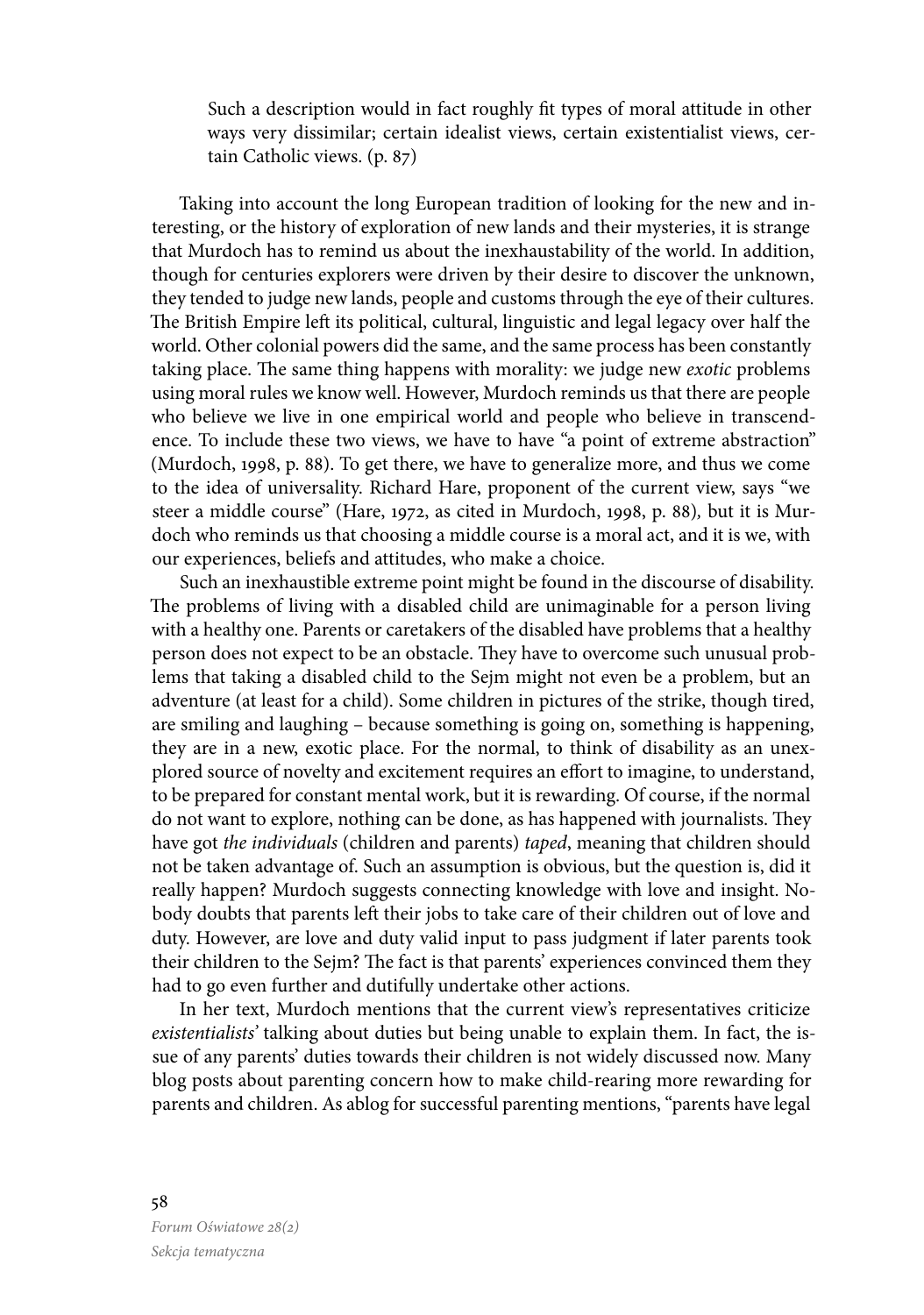> Such a description would in fact roughly fit types of moral attitude in other ways very dissimilar; certain idealist views, certain existentialist views, certain Catholic views. (p. 87)

Taking into account the long European tradition of looking for the new and interesting, or the history of exploration of new lands and their mysteries, it is strange that Murdoch has to remind us about the inexhaustability of the world. In addition, though for centuries explorers were driven by their desire to discover the unknown, they tended to judge new lands, people and customs through the eye of their cultures. The British Empire left its political, cultural, linguistic and legal legacy over half the world. Other colonial powers did the same, and the same process has been constantly taking place. The same thing happens with morality: we judge new *exotic* problems using moral rules we know well. However, Murdoch reminds us that there are people who believe we live in one empirical world and people who believe in transcendence. To include these two views, we have to have "a point of extreme abstraction" (Murdoch, 1998, p. 88). To get there, we have to generalize more, and thus we come to the idea of universality. Richard Hare, proponent of the current view, says "we steer a middle course" (Hare, 1972, as cited in Murdoch, 1998, p. 88), but it is Murdoch who reminds us that choosing a middle course is a moral act, and it is we, with our experiences, beliefs and attitudes, who make a choice.

Such an inexhaustible extreme point might be found in the discourse of disability. The problems of living with a disabled child are unimaginable for a person living with a healthy one. Parents or caretakers of the disabled have problems that a healthy person does not expect to be an obstacle. They have to overcome such unusual problems that taking a disabled child to the Sejm might not even be a problem, but an adventure (at least for a child). Some children in pictures of the strike, though tired, are smiling and laughing – because something is going on, something is happening, they are in a new, exotic place. For the normal, to think of disability as an unexplored source of novelty and excitement requires an effort to imagine, to understand, to be prepared for constant mental work, but it is rewarding. Of course, if the normal do not want to explore, nothing can be done, as has happened with journalists. They have got *the individuals* (children and parents) *taped*, meaning that children should not be taken advantage of. Such an assumption is obvious, but the question is, did it really happen? Murdoch suggests connecting knowledge with love and insight. Nobody doubts that parents left their jobs to take care of their children out of love and duty. However, are love and duty valid input to pass judgment if later parents took their children to the Sejm? The fact is that parents' experiences convinced them they had to go even further and dutifully undertake other actions.

In her text, Murdoch mentions that the current view's representatives criticize *existentialists'* talking about duties but being unable to explain them. In fact, the issue of any parents' duties towards their children is not widely discussed now. Many blog posts about parenting concern how to make child-rearing more rewarding for parents and children. As ablog for successful parenting mentions, "parents have legal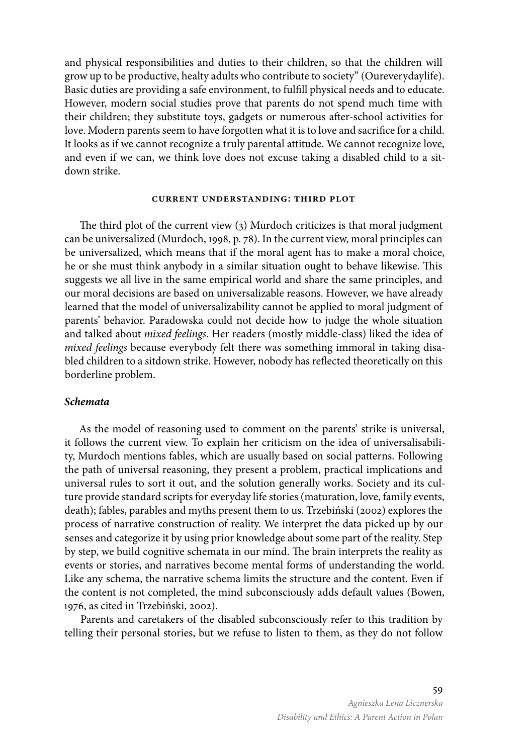and physical responsibilities and duties to their children, so that the children will grow up to be productive, healty adults who contribute to society" (Oureverydaylife). Basic duties are providing a safe environment, to fulfill physical needs and to educate. However, modern social studies prove that parents do not spend much time with their children; they substitute toys, gadgets or numerous after-school activities for love. Modern parents seem to have forgotten what it is to love and sacrifice for a child. It looks as if we cannot recognize a truly parental attitude. We cannot recognize love, and even if we can, we think love does not excuse taking a disabled child to a sit-down strike.

### CURRENT UNDERSTANDING: THIRD PLOT

The third plot of the current view (3) Murdoch criticizes is that moral judgment can be universalized (Murdoch, 1998, p. 78). In the current view, moral principles can be universalized, which means that if the moral agent has to make a moral choice, he or she must think anybody in a similar situation ought to behave likewise. This suggests we all live in the same empirical world and share the same principles, and our moral decisions are based on universalizable reasons. However, we have already learned that the model of universalizability cannot be applied to moral judgment of parents' behavior. Paradowska could not decide how to judge the whole situation and talked about *mixed feelings*. Her readers (mostly middle-class) liked the idea of *mixed feelings* because everybody felt there was something immoral in taking disabled children to a sitdown strike. However, nobody has reflected theoretically on this borderline problem.

#### *Schemata*

As the model of reasoning used to comment on the parents' strike is universal, it follows the current view. To explain her criticism on the idea of universalisability, Murdoch mentions fables, which are usually based on social patterns. Following the path of universal reasoning, they present a problem, practical implications and universal rules to sort it out, and the solution generally works. Society and its culture provide standard scripts for everyday life stories (maturation, love, family events, death); fables, parables and myths present them to us. Trzebiński (2002) explores the process of narrative construction of reality. We interpret the data picked up by our senses and categorize it by using prior knowledge about some part of the reality. Step by step, we build cognitive schemata in our mind. The brain interprets the reality as events or stories, and narratives become mental forms of understanding the world. Like any schema, the narrative schema limits the structure and the content. Even if the content is not completed, the mind subconsciously adds default values (Bowen, 1976, as cited in Trzebiński, 2002).

Parents and caretakers of the disabled subconsciously refer to this tradition by telling their personal stories, but we refuse to listen to them, as they do not follow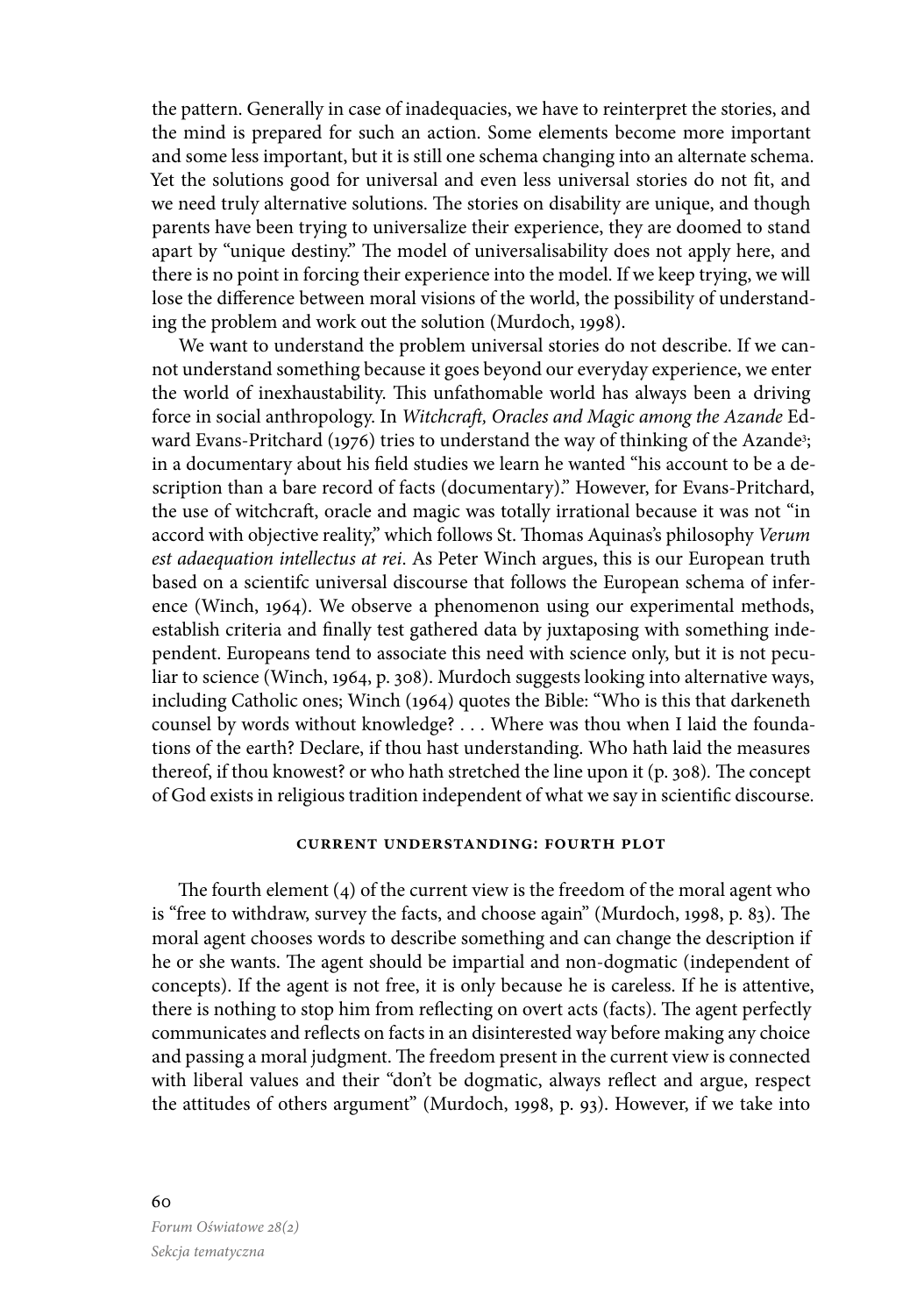the pattern. Generally in case of inadequacies, we have to reinterpret the stories, and the mind is prepared for such an action. Some elements become more important and some less important, but it is still one schema changing into an alternate schema. Yet the solutions good for universal and even less universal stories do not fit, and we need truly alternative solutions. The stories on disability are unique, and though parents have been trying to universalize their experience, they are doomed to stand apart by "unique destiny." The model of universalisability does not apply here, and there is no point in forcing their experience into the model. If we keep trying, we will lose the difference between moral visions of the world, the possibility of understanding the problem and work out the solution (Murdoch, 1998).

We want to understand the problem universal stories do not describe. If we cannot understand something because it goes beyond our everyday experience, we enter the world of inexhaustibility. This unfathomable world has always been a driving force in social anthropology. In *Witchcraft, Oracles and Magic among the Azande* Edward Evans-Pritchard (1976) tries to understand the way of thinking of the Azande[3]; in a documentary about his field studies we learn he wanted "his account to be a description than a bare record of facts (documentary)." However, for Evans-Pritchard, the use of witchcraft, oracle and magic was totally irrational because it was not "in accord with objective reality," which follows St. Thomas Aquinas's philosophy *Verum est adaequation intellectus at rei*. As Peter Winch argues, this is our European truth based on a scientifc universal discourse that follows the European schema of inference (Winch, 1964). We observe a phenomenon using our experimental methods, establish criteria and finally test gathered data by juxtaposing with something independent. Europeans tend to associate this need with science only, but it is not peculiar to science (Winch, 1964, p. 308). Murdoch suggests looking into alternative ways, including Catholic ones; Winch (1964) quotes the Bible: "Who is this that darkeneth counsel by words without knowledge? . . . Where was thou when I laid the foundations of the earth? Declare, if thou hast understanding. Who hath laid the measures thereof, if thou knowest? or who hath stretched the line upon it (p. 308). The concept of God exists in religious tradition independent of what we say in scientific discourse.

### Current understanding: fourth plot

The fourth element (4) of the current view is the freedom of the moral agent who is "free to withdraw, survey the facts, and choose again" (Murdoch, 1998, p. 83). The moral agent chooses words to describe something and can change the description if he or she wants. The agent should be impartial and non-dogmatic (independent of concepts). If the agent is not free, it is only because he is careless. If he is attentive, there is nothing to stop him from reflecting on overt acts (facts). The agent perfectly communicates and reflects on facts in an disinterested way before making any choice and passing a moral judgment. The freedom present in the current view is connected with liberal values and their "don't be dogmatic, always reflect and argue, respect the attitudes of others argument" (Murdoch, 1998, p. 93). However, if we take into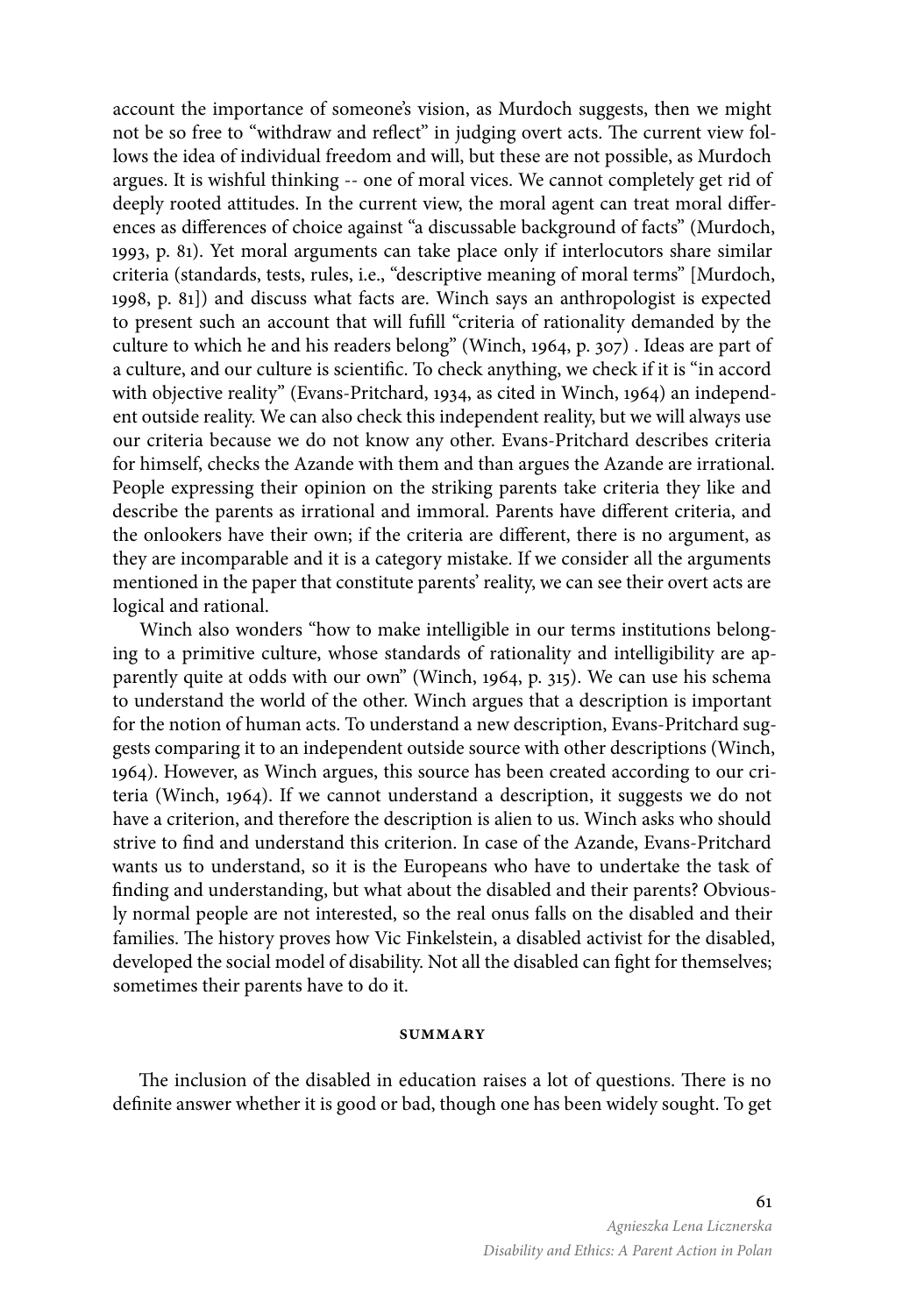account the importance of someone's vision, as Murdoch suggests, then we might not be so free to "withdraw and reflect" in judging overt acts. The current view follows the idea of individual freedom and will, but these are not possible, as Murdoch argues. It is wishful thinking -- one of moral vices. We cannot completely get rid of deeply rooted attitudes. In the current view, the moral agent can treat moral differences as differences of choice against "a discussable background of facts" (Murdoch, 1993, p. 81). Yet moral arguments can take place only if interlocutors share similar criteria (standards, tests, rules, i.e., "descriptive meaning of moral terms" [Murdoch, 1998, p. 81]) and discuss what facts are. Winch says an anthropologist is expected to present such an account that will fufill "criteria of rationality demanded by the culture to which he and his readers belong" (Winch, 1964, p. 307) . Ideas are part of a culture, and our culture is scientific. To check anything, we check if it is "in accord with objective reality" (Evans-Pritchard, 1934, as cited in Winch, 1964) an independent outside reality. We can also check this independent reality, but we will always use our criteria because we do not know any other. Evans-Pritchard describes criteria for himself, checks the Azande with them and than argues the Azande are irrational. People expressing their opinion on the striking parents take criteria they like and describe the parents as irrational and immoral. Parents have different criteria, and the onlookers have their own; if the criteria are different, there is no argument, as they are incomparable and it is a category mistake. If we consider all the arguments mentioned in the paper that constitute parents' reality, we can see their overt acts are logical and rational.

Winch also wonders "how to make intelligible in our terms institutions belonging to a primitive culture, whose standards of rationality and intelligibility are apparently quite at odds with our own" (Winch, 1964, p. 315). We can use his schema to understand the world of the other. Winch argues that a description is important for the notion of human acts. To understand a new description, Evans-Pritchard suggests comparing it to an independent outside source with other descriptions (Winch, 1964). However, as Winch argues, this source has been created according to our criteria (Winch, 1964). If we cannot understand a description, it suggests we do not have a criterion, and therefore the description is alien to us. Winch asks who should strive to find and understand this criterion. In case of the Azande, Evans-Pritchard wants us to understand, so it is the Europeans who have to undertake the task of finding and understanding, but what about the disabled and their parents? Obviously normal people are not interested, so the real onus falls on the disabled and their families. The history proves how Vic Finkelstein, a disabled activist for the disabled, developed the social model of disability. Not all the disabled can fight for themselves; sometimes their parents have to do it.

## SUMMARY

The inclusion of the disabled in education raises a lot of questions. There is no definite answer whether it is good or bad, though one has been widely sought. To get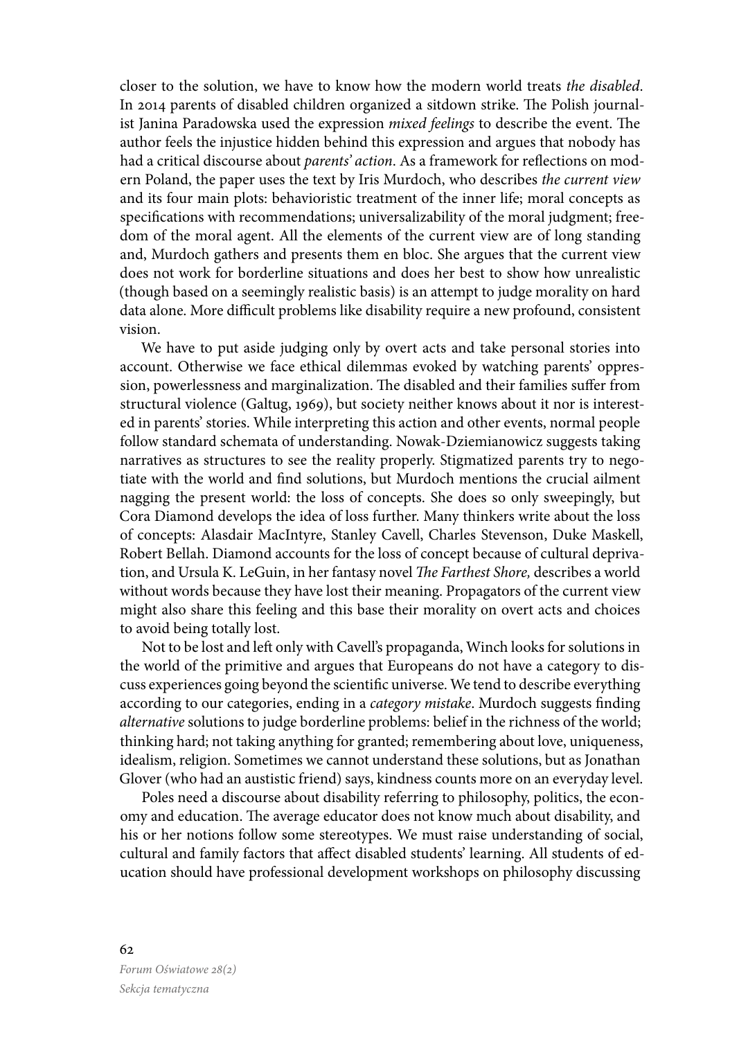closer to the solution, we have to know how the modern world treats *the disabled*. In 2014 parents of disabled children organized a sitdown strike. The Polish journalist Janina Paradowska used the expression *mixed feelings* to describe the event. The author feels the injustice hidden behind this expression and argues that nobody has had a critical discourse about *parents' action*. As a framework for reflections on modern Poland, the paper uses the text by Iris Murdoch, who describes *the current view* and its four main plots: behavioristic treatment of the inner life; moral concepts as specifications with recommendations; universalizability of the moral judgment; freedom of the moral agent. All the elements of the current view are of long standing and, Murdoch gathers and presents them en bloc. She argues that the current view does not work for borderline situations and does her best to show how unrealistic (though based on a seemingly realistic basis) is an attempt to judge morality on hard data alone. More difficult problems like disability require a new profound, consistent vision.

We have to put aside judging only by overt acts and take personal stories into account. Otherwise we face ethical dilemmas evoked by watching parents' oppression, powerlessness and marginalization. The disabled and their families suffer from structural violence (Galtug, 1969), but society neither knows about it nor is interested in parents' stories. While interpreting this action and other events, normal people follow standard schemata of understanding. Nowak-Dziemianowicz suggests taking narratives as structures to see the reality properly. Stigmatized parents try to negotiate with the world and find solutions, but Murdoch mentions the crucial ailment nagging the present world: the loss of concepts. She does so only sweepingly, but Cora Diamond develops the idea of loss further. Many thinkers write about the loss of concepts: Alasdair MacIntyre, Stanley Cavell, Charles Stevenson, Duke Maskell, Robert Bellah. Diamond accounts for the loss of concept because of cultural deprivation, and Ursula K. LeGuin, in her fantasy novel *The Farthest Shore,* describes a world without words because they have lost their meaning. Propagators of the current view might also share this feeling and this base their morality on overt acts and choices to avoid being totally lost.

Not to be lost and left only with Cavell's propaganda, Winch looks for solutions in the world of the primitive and argues that Europeans do not have a category to discuss experiences going beyond the scientific universe. We tend to describe everything according to our categories, ending in a *category mistake*. Murdoch suggests finding *alternative* solutions to judge borderline problems: belief in the richness of the world; thinking hard; not taking anything for granted; remembering about love, uniqueness, idealism, religion. Sometimes we cannot understand these solutions, but as Jonathan Glover (who had an austistic friend) says, kindness counts more on an everyday level.

Poles need a discourse about disability referring to philosophy, politics, the economy and education. The average educator does not know much about disability, and his or her notions follow some stereotypes. We must raise understanding of social, cultural and family factors that affect disabled students' learning. All students of education should have professional development workshops on philosophy discussing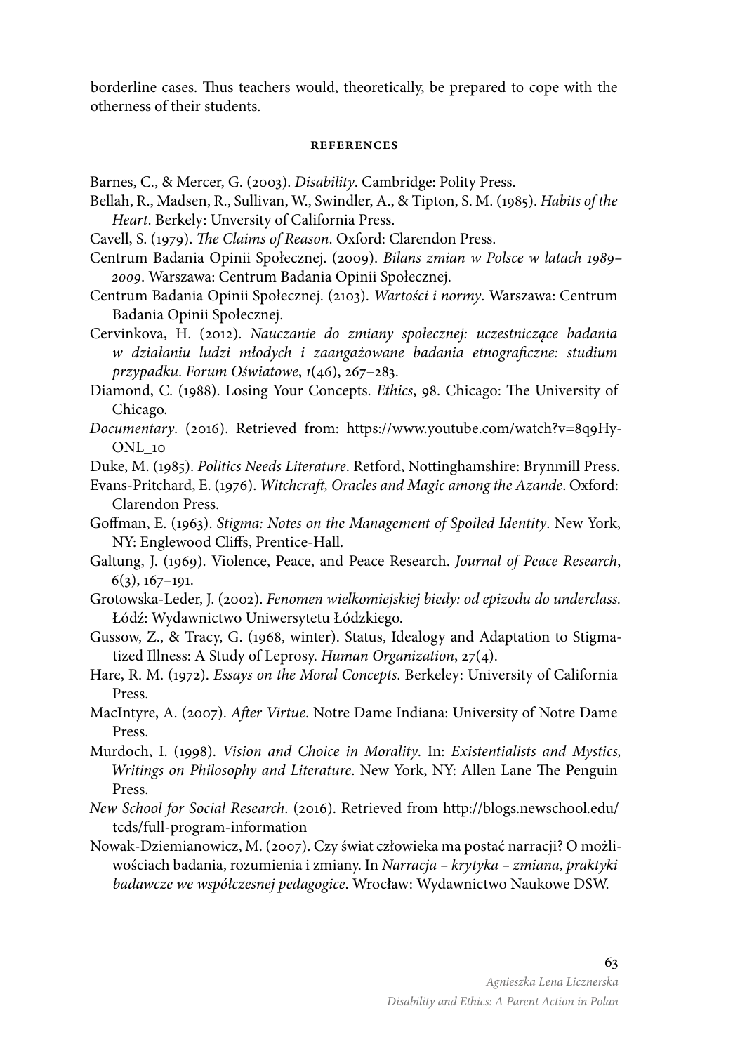borderline cases. Thus teachers would, theoretically, be prepared to cope with the otherness of their students.

## REFERENCES

Barnes, C., & Mercer, G. (2003). *Disability*. Cambridge: Polity Press.

Bellah, R., Madsen, R., Sullivan, W., Swindler, A., & Tipton, S. M. (1985). *Habits of the Heart*. Berkely: Unversity of California Press.

Cavell, S. (1979). *The Claims of Reason*. Oxford: Clarendon Press.

Centrum Badania Opinii Społecznej. (2009). *Bilans zmian w Polsce w latach 1989–2009*. Warszawa: Centrum Badania Opinii Społecznej.

Centrum Badania Opinii Społecznej. (2103). *Wartości i normy*. Warszawa: Centrum Badania Opinii Społecznej.

Cervinkova, H. (2012). *Nauczanie do zmiany społecznej: uczestniczące badania w działaniu ludzi młodych i zaangażowane badania etnograficzne: studium przypadku*. *Forum Oświatowe*, *1*(46), 267–283.

Diamond, C. (1988). Losing Your Concepts. *Ethics*, 98. Chicago: The University of Chicago.

*Documentary*. (2016). Retrieved from: https://www.youtube.com/watch?v=8q9Hy-ONL_10

Duke, M. (1985). *Politics Needs Literature*. Retford, Nottinghamshire: Brynmill Press.

Evans-Pritchard, E. (1976). *Witchcraft, Oracles and Magic among the Azande*. Oxford: Clarendon Press.

Goffman, E. (1963). *Stigma: Notes on the Management of Spoiled Identity*. New York, NY: Englewood Cliffs, Prentice-Hall.

Galtung, J. (1969). Violence, Peace, and Peace Research. *Journal of Peace Research*, 6(3), 167–191.

Grotowska-Leder, J. (2002). *Fenomen wielkomiejskiej biedy: od epizodu do underclass.* Łódź: Wydawnictwo Uniwersytetu Łódzkiego.

Gussow, Z., & Tracy, G. (1968, winter). Status, Idealogy and Adaptation to Stigmatized Illness: A Study of Leprosy. *Human Organization*, 27(4).

Hare, R. M. (1972). *Essays on the Moral Concepts*. Berkeley: University of California Press.

MacIntyre, A. (2007). *After Virtue*. Notre Dame Indiana: University of Notre Dame Press.

Murdoch, I. (1998). *Vision and Choice in Morality*. In: *Existentialists and Mystics, Writings on Philosophy and Literature*. New York, NY: Allen Lane The Penguin Press.

*New School for Social Research*. (2016). Retrieved from http://blogs.newschool.edu/tcds/full-program-information

Nowak-Dziemianowicz, M. (2007). Czy świat człowieka ma postać narracji? O możliwościach badania, rozumienia i zmiany. In *Narracja – krytyka – zmiana, praktyki badawcze we współczesnej pedagogice*. Wrocław: Wydawnictwo Naukowe DSW.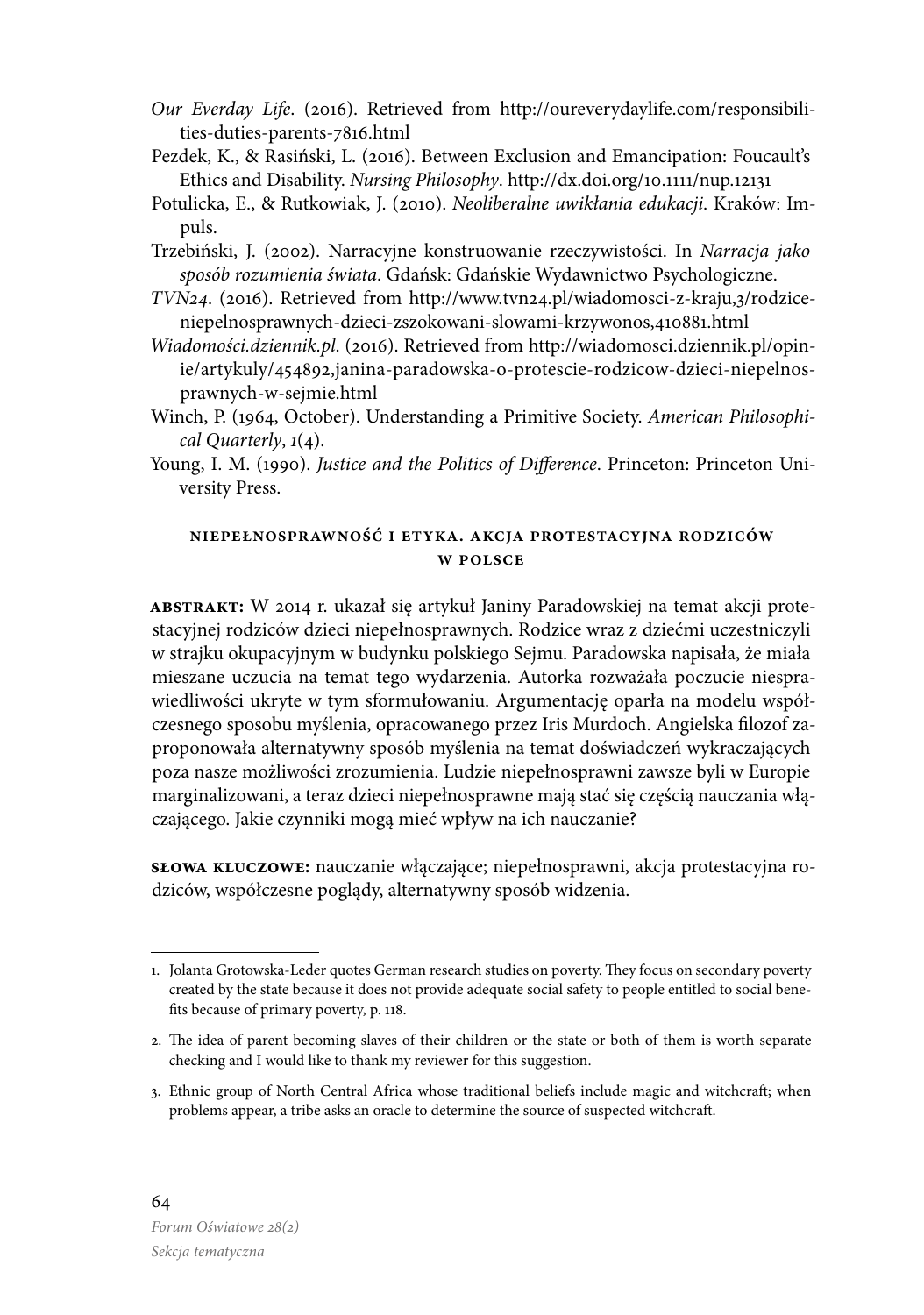*Our Everday Life*. (2016). Retrieved from http://oureverydaylife.com/responsibilities-duties-parents-7816.html

Pezdek, K., & Rasiński, L. (2016). Between Exclusion and Emancipation: Foucault's Ethics and Disability. *Nursing Philosophy*. http://dx.doi.org/10.1111/nup.12131

Potulicka, E., & Rutkowiak, J. (2010). *Neoliberalne uwikłania edukacji*. Kraków: Impuls.

Trzebiński, J. (2002). Narracyjne konstruowanie rzeczywistości. In *Narracja jako sposób rozumienia świata*. Gdańsk: Gdańskie Wydawnictwo Psychologiczne.

*TVN24*. (2016). Retrieved from http://www.tvn24.pl/wiadomosci-z-kraju,3/rodzice-niepelnosprawnych-dzieci-zszokowani-slowami-krzywonos,410881.html

*Wiadomości.dziennik.pl*. (2016). Retrieved from http://wiadomosci.dziennik.pl/opinie/artykuly/454892,janina-paradowska-o-protescie-rodzicow-dzieci-niepelnosprawnych-w-sejmie.html

Winch, P. (1964, October). Understanding a Primitive Society. *American Philosophical Quarterly*, *1*(4).

Young, I. M. (1990). *Justice and the Politics of Difference*. Princeton: Princeton University Press.

## NIEPEŁNOSPRAWNOŚĆ I ETYKA. AKCJA PROTESTACYJNA RODZICÓW W POLSCE

**ABSTRAKT:** W 2014 r. ukazał się artykuł Janiny Paradowskiej na temat akcji protestacyjnej rodziców dzieci niepełnosprawnych. Rodzice wraz z dziećmi uczestniczyli w strajku okupacyjnym w budynku polskiego Sejmu. Paradowska napisała, że miała mieszane uczucia na temat tego wydarzenia. Autorka rozważała poczucie niesprawiedliwości ukryte w tym sformułowaniu. Argumentację oparła na modelu współczesnego sposobu myślenia, opracowanego przez Iris Murdoch. Angielska filozof zaproponowała alternatywny sposób myślenia na temat doświadczeń wykraczających poza nasze możliwości zrozumienia. Ludzie niepełnosprawni zawsze byli w Europie marginalizowani, a teraz dzieci niepełnosprawne mają stać się częścią nauczania włączającego. Jakie czynniki mogą mieć wpływ na ich nauczanie?

**SŁOWA KLUCZOWE:** nauczanie włączające; niepełnosprawni, akcja protestacyjna rodziców, współczesne poglądy, alternatywny sposób widzenia.

---

1. Jolanta Grotowska-Leder quotes German research studies on poverty. They focus on secondary poverty created by the state because it does not provide adequate social safety to people entitled to social benefits because of primary poverty, p. 118.

2. The idea of parent becoming slaves of their children or the state or both of them is worth separate checking and I would like to thank my reviewer for this suggestion.

3. Ethnic group of North Central Africa whose traditional beliefs include magic and witchcraft; when problems appear, a tribe asks an oracle to determine the source of suspected witchcraft.